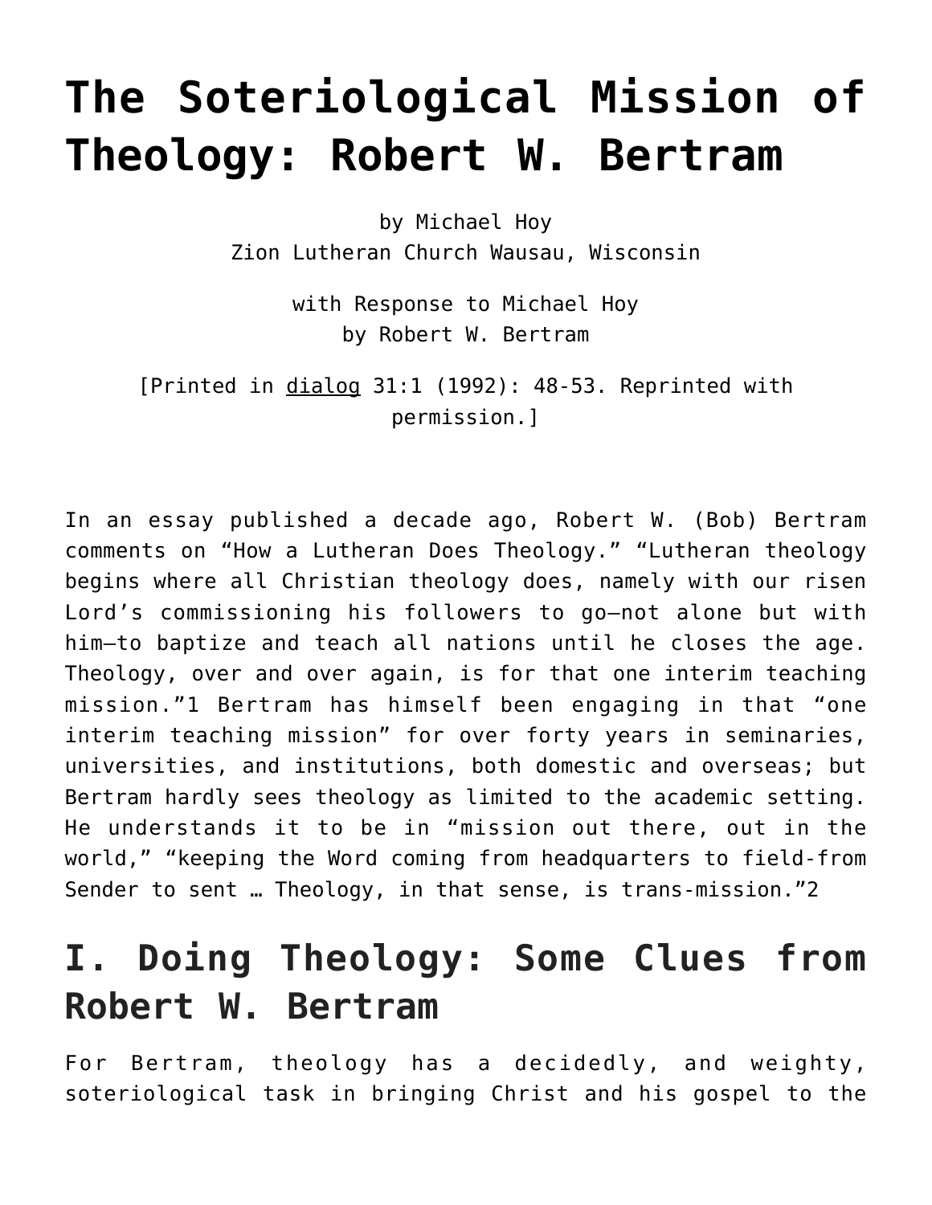# The Soteriological Mission of Theology: Robert W. Bertram

by Michael Hoy
Zion Lutheran Church Wausau, Wisconsin

with Response to Michael Hoy
by Robert W. Bertram

[Printed in dialog 31:1 (1992): 48-53. Reprinted with permission.]

In an essay published a decade ago, Robert W. (Bob) Bertram comments on "How a Lutheran Does Theology." "Lutheran theology begins where all Christian theology does, namely with our risen Lord's commissioning his followers to go—not alone but with him—to baptize and teach all nations until he closes the age. Theology, over and over again, is for that one interim teaching mission."1 Bertram has himself been engaging in that "one interim teaching mission" for over forty years in seminaries, universities, and institutions, both domestic and overseas; but Bertram hardly sees theology as limited to the academic setting. He understands it to be in "mission out there, out in the world," "keeping the Word coming from headquarters to field-from Sender to sent … Theology, in that sense, is trans-mission."2

## I. Doing Theology: Some Clues from Robert W. Bertram

For Bertram, theology has a decidedly, and weighty, soteriological task in bringing Christ and his gospel to the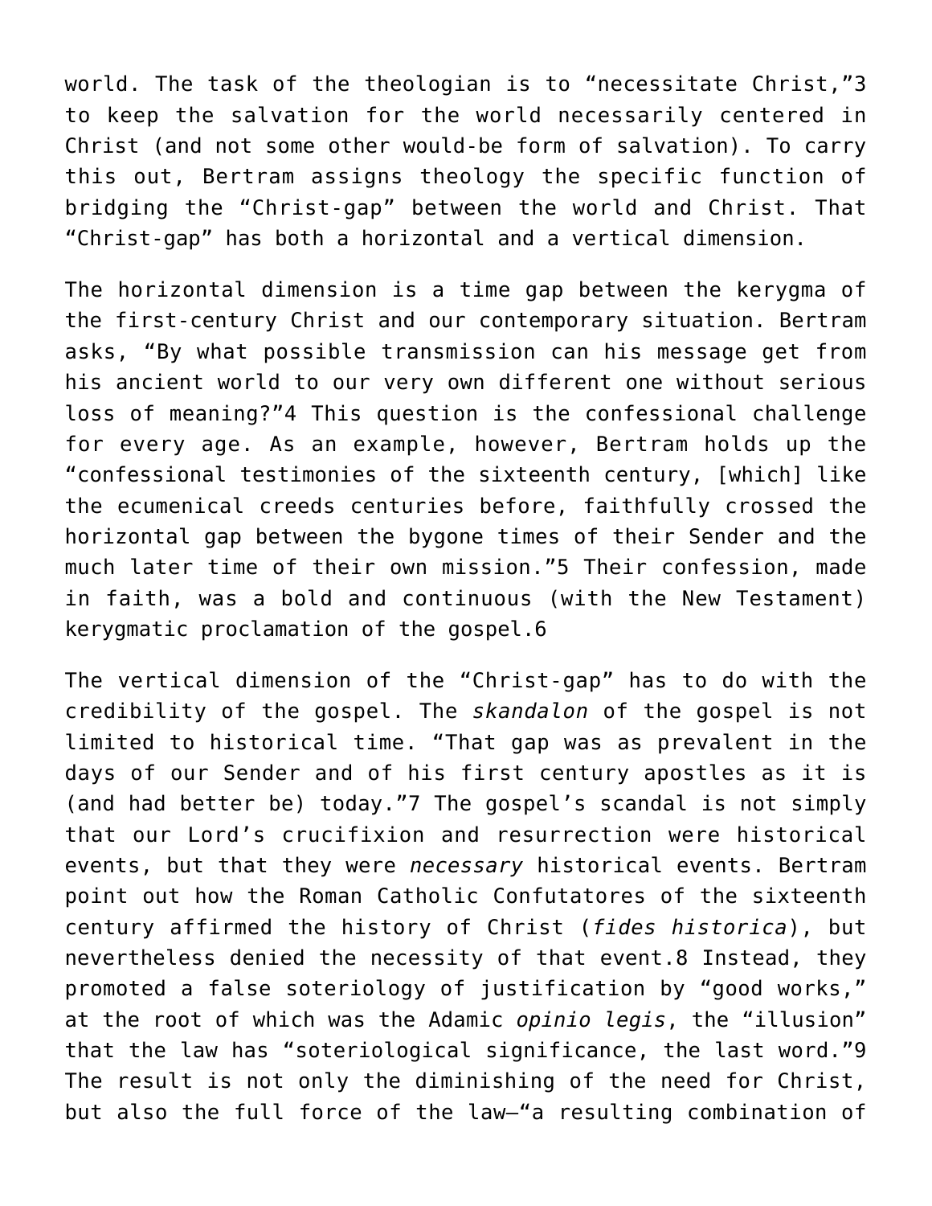world. The task of the theologian is to "necessitate Christ,"[3] to keep the salvation for the world necessarily centered in Christ (and not some other would-be form of salvation). To carry this out, Bertram assigns theology the specific function of bridging the "Christ-gap" between the world and Christ. That "Christ-gap" has both a horizontal and a vertical dimension.

The horizontal dimension is a time gap between the kerygma of the first-century Christ and our contemporary situation. Bertram asks, "By what possible transmission can his message get from his ancient world to our very own different one without serious loss of meaning?"[4] This question is the confessional challenge for every age. As an example, however, Bertram holds up the "confessional testimonies of the sixteenth century, [which] like the ecumenical creeds centuries before, faithfully crossed the horizontal gap between the bygone times of their Sender and the much later time of their own mission."[5] Their confession, made in faith, was a bold and continuous (with the New Testament) kerygmatic proclamation of the gospel.[6]

The vertical dimension of the "Christ-gap" has to do with the credibility of the gospel. The *skandalon* of the gospel is not limited to historical time. "That gap was as prevalent in the days of our Sender and of his first century apostles as it is (and had better be) today."[7] The gospel's scandal is not simply that our Lord's crucifixion and resurrection were historical events, but that they were *necessary* historical events. Bertram point out how the Roman Catholic Confutatores of the sixteenth century affirmed the history of Christ (*fides historica*), but nevertheless denied the necessity of that event.[8] Instead, they promoted a false soteriology of justification by "good works," at the root of which was the Adamic *opinio legis*, the "illusion" that the law has "soteriological significance, the last word."[9] The result is not only the diminishing of the need for Christ, but also the full force of the law—"a resulting combination of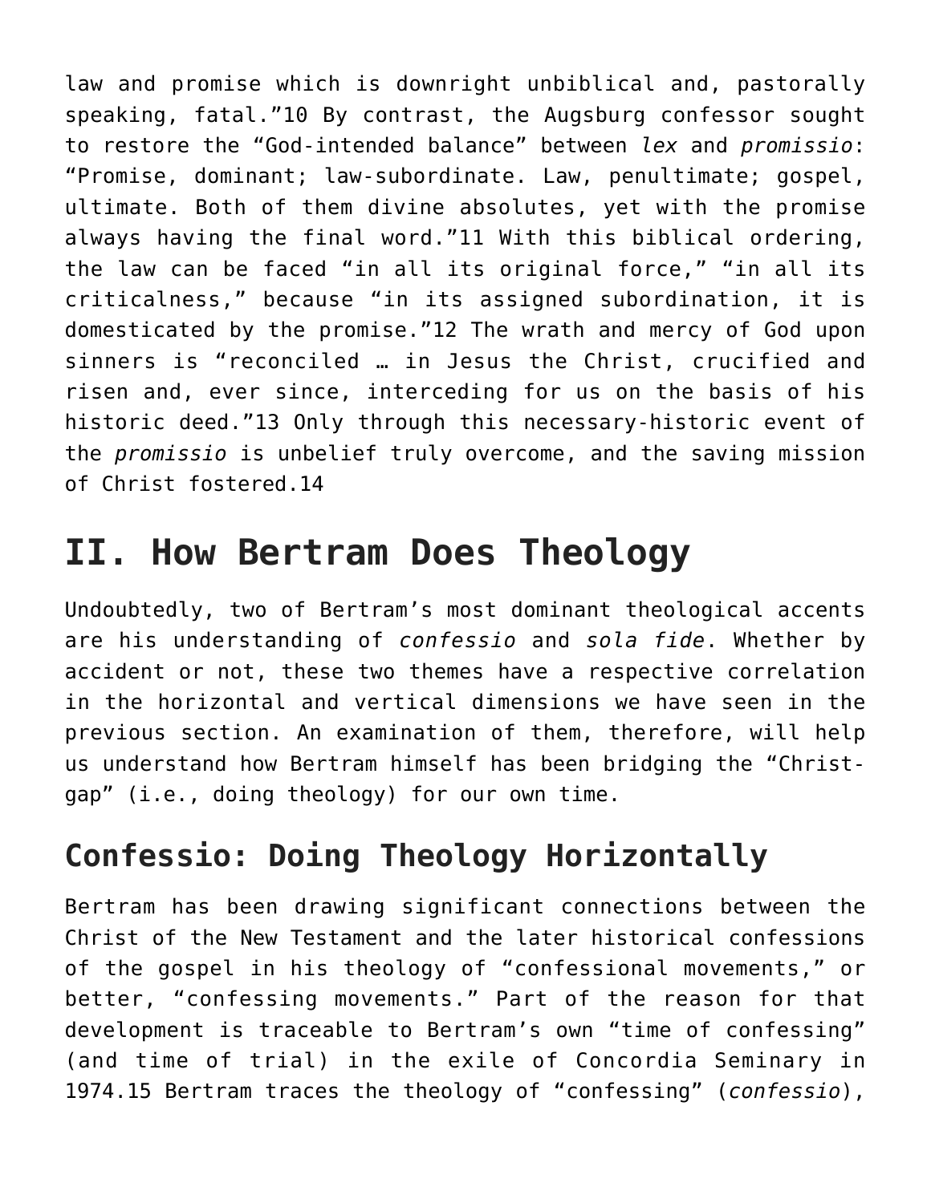law and promise which is downright unbiblical and, pastorally speaking, fatal."[10] By contrast, the Augsburg confessor sought to restore the "God-intended balance" between *lex* and *promissio*: "Promise, dominant; law-subordinate. Law, penultimate; gospel, ultimate. Both of them divine absolutes, yet with the promise always having the final word."[11] With this biblical ordering, the law can be faced "in all its original force," "in all its criticalness," because "in its assigned subordination, it is domesticated by the promise."[12] The wrath and mercy of God upon sinners is "reconciled … in Jesus the Christ, crucified and risen and, ever since, interceding for us on the basis of his historic deed."[13] Only through this necessary-historic event of the *promissio* is unbelief truly overcome, and the saving mission of Christ fostered.[14]

# II. How Bertram Does Theology

Undoubtedly, two of Bertram's most dominant theological accents are his understanding of *confessio* and *sola fide*. Whether by accident or not, these two themes have a respective correlation in the horizontal and vertical dimensions we have seen in the previous section. An examination of them, therefore, will help us understand how Bertram himself has been bridging the "Christ-gap" (i.e., doing theology) for our own time.

## Confessio: Doing Theology Horizontally

Bertram has been drawing significant connections between the Christ of the New Testament and the later historical confessions of the gospel in his theology of "confessional movements," or better, "confessing movements." Part of the reason for that development is traceable to Bertram's own "time of confessing" (and time of trial) in the exile of Concordia Seminary in 1974.[15] Bertram traces the theology of "confessing" (*confessio*),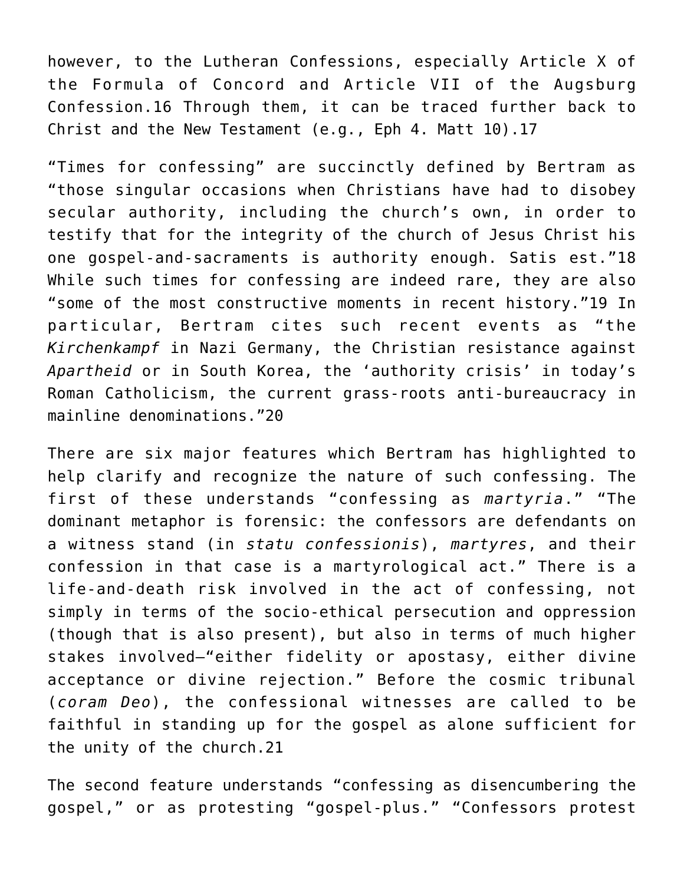however, to the Lutheran Confessions, especially Article X of the Formula of Concord and Article VII of the Augsburg Confession.[16] Through them, it can be traced further back to Christ and the New Testament (e.g., Eph 4. Matt 10).[17]

"Times for confessing" are succinctly defined by Bertram as "those singular occasions when Christians have had to disobey secular authority, including the church's own, in order to testify that for the integrity of the church of Jesus Christ his one gospel-and-sacraments is authority enough. Satis est."[18] While such times for confessing are indeed rare, they are also "some of the most constructive moments in recent history."[19] In particular, Bertram cites such recent events as "the *Kirchenkampf* in Nazi Germany, the Christian resistance against *Apartheid* or in South Korea, the 'authority crisis' in today's Roman Catholicism, the current grass-roots anti-bureaucracy in mainline denominations."[20]

There are six major features which Bertram has highlighted to help clarify and recognize the nature of such confessing. The first of these understands "confessing as *martyria*." "The dominant metaphor is forensic: the confessors are defendants on a witness stand (in *statu confessionis*), *martyres*, and their confession in that case is a martyrological act." There is a life-and-death risk involved in the act of confessing, not simply in terms of the socio-ethical persecution and oppression (though that is also present), but also in terms of much higher stakes involved—"either fidelity or apostasy, either divine acceptance or divine rejection." Before the cosmic tribunal (*coram Deo*), the confessional witnesses are called to be faithful in standing up for the gospel as alone sufficient for the unity of the church.[21]

The second feature understands "confessing as disencumbering the gospel," or as protesting "gospel-plus." "Confessors protest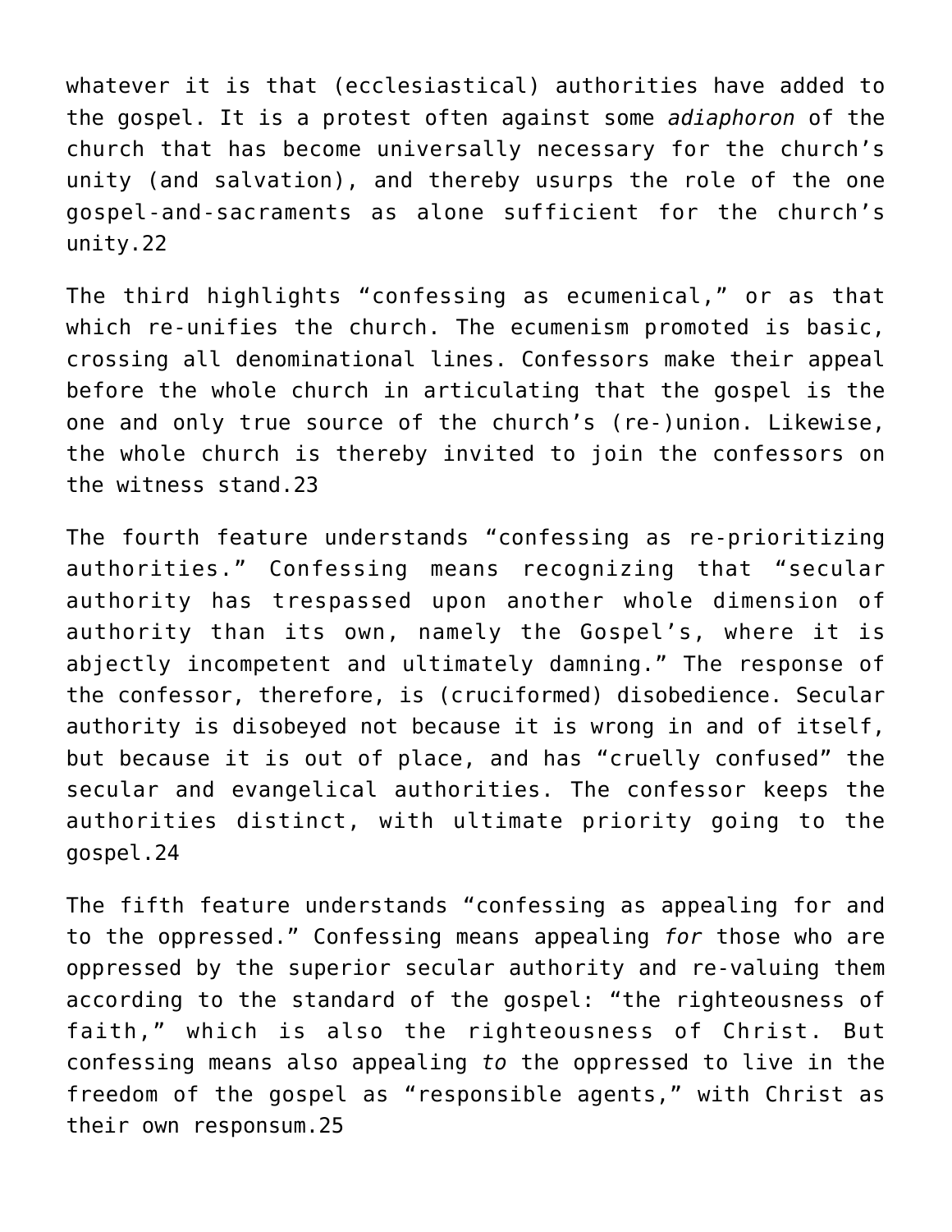whatever it is that (ecclesiastical) authorities have added to the gospel. It is a protest often against some *adiaphoron* of the church that has become universally necessary for the church's unity (and salvation), and thereby usurps the role of the one gospel-and-sacraments as alone sufficient for the church's unity.22

The third highlights "confessing as ecumenical," or as that which re-unifies the church. The ecumenism promoted is basic, crossing all denominational lines. Confessors make their appeal before the whole church in articulating that the gospel is the one and only true source of the church's (re-)union. Likewise, the whole church is thereby invited to join the confessors on the witness stand.23

The fourth feature understands "confessing as re-prioritizing authorities." Confessing means recognizing that "secular authority has trespassed upon another whole dimension of authority than its own, namely the Gospel's, where it is abjectly incompetent and ultimately damning." The response of the confessor, therefore, is (cruciformed) disobedience. Secular authority is disobeyed not because it is wrong in and of itself, but because it is out of place, and has "cruelly confused" the secular and evangelical authorities. The confessor keeps the authorities distinct, with ultimate priority going to the gospel.24

The fifth feature understands "confessing as appealing for and to the oppressed." Confessing means appealing *for* those who are oppressed by the superior secular authority and re-valuing them according to the standard of the gospel: "the righteousness of faith," which is also the righteousness of Christ. But confessing means also appealing *to* the oppressed to live in the freedom of the gospel as "responsible agents," with Christ as their own responsum.25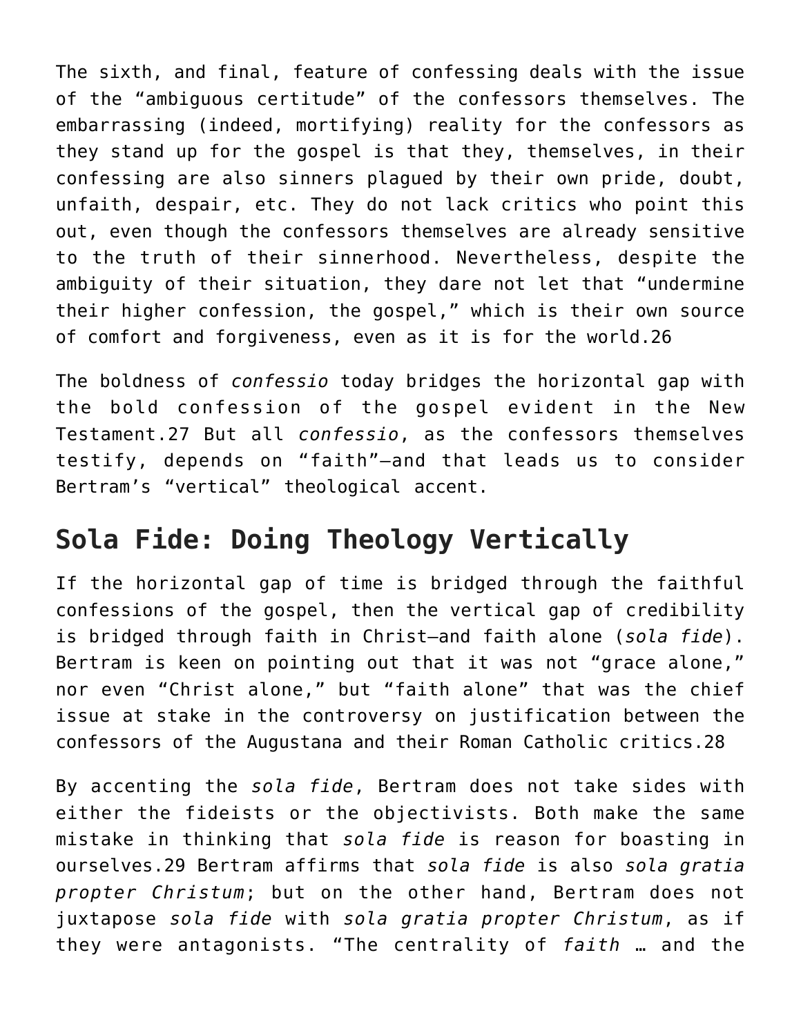The sixth, and final, feature of confessing deals with the issue of the "ambiguous certitude" of the confessors themselves. The embarrassing (indeed, mortifying) reality for the confessors as they stand up for the gospel is that they, themselves, in their confessing are also sinners plagued by their own pride, doubt, unfaith, despair, etc. They do not lack critics who point this out, even though the confessors themselves are already sensitive to the truth of their sinnerhood. Nevertheless, despite the ambiguity of their situation, they dare not let that "undermine their higher confession, the gospel," which is their own source of comfort and forgiveness, even as it is for the world.26

The boldness of *confessio* today bridges the horizontal gap with the bold confession of the gospel evident in the New Testament.27 But all *confessio*, as the confessors themselves testify, depends on "faith"—and that leads us to consider Bertram's "vertical" theological accent.

## Sola Fide: Doing Theology Vertically

If the horizontal gap of time is bridged through the faithful confessions of the gospel, then the vertical gap of credibility is bridged through faith in Christ—and faith alone (*sola fide*). Bertram is keen on pointing out that it was not "grace alone," nor even "Christ alone," but "faith alone" that was the chief issue at stake in the controversy on justification between the confessors of the Augustana and their Roman Catholic critics.28

By accenting the *sola fide*, Bertram does not take sides with either the fideists or the objectivists. Both make the same mistake in thinking that *sola fide* is reason for boasting in ourselves.29 Bertram affirms that *sola fide* is also *sola gratia propter Christum*; but on the other hand, Bertram does not juxtapose *sola fide* with *sola gratia propter Christum*, as if they were antagonists. "The centrality of *faith* … and the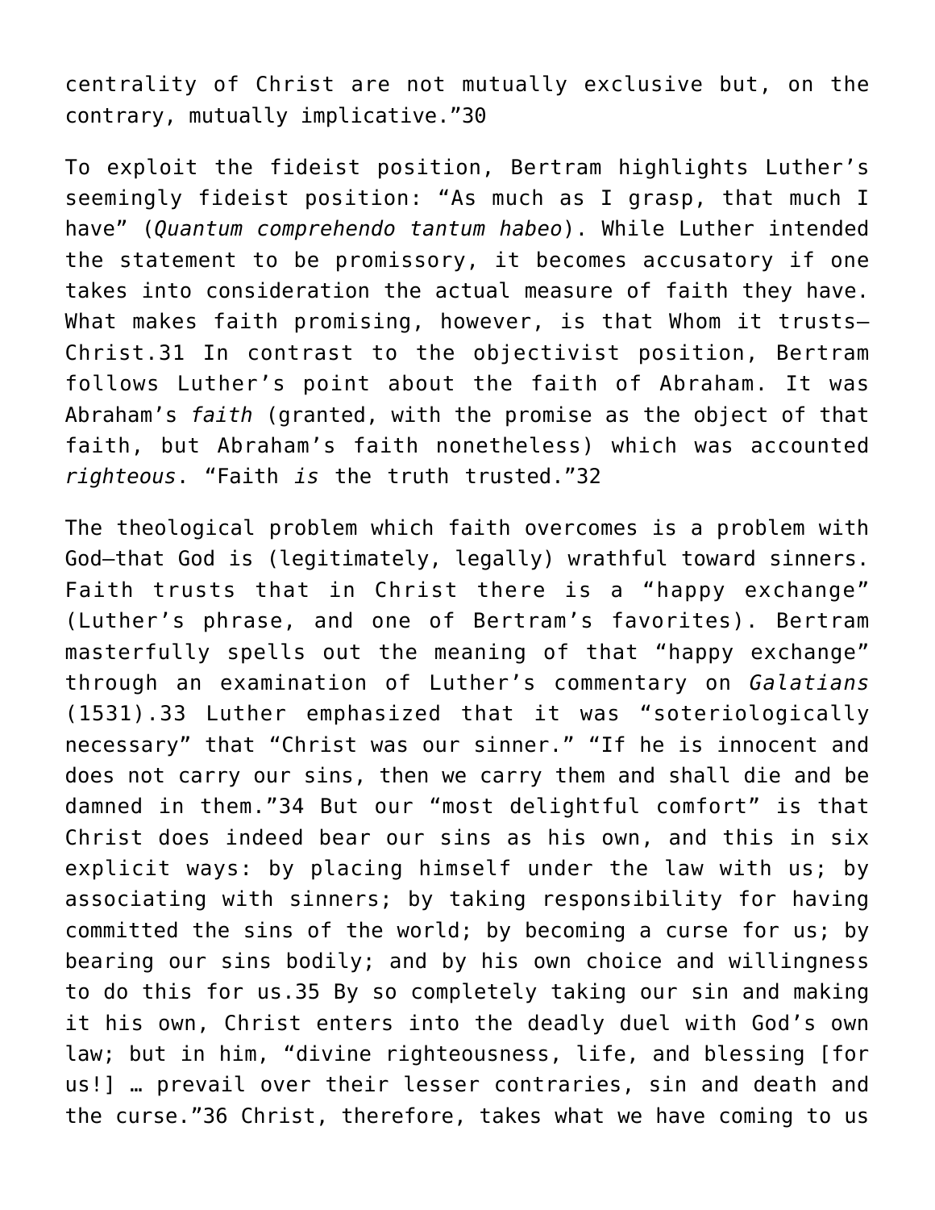centrality of Christ are not mutually exclusive but, on the contrary, mutually implicative."30

To exploit the fideist position, Bertram highlights Luther's seemingly fideist position: "As much as I grasp, that much I have" (*Quantum comprehendo tantum habeo*). While Luther intended the statement to be promissory, it becomes accusatory if one takes into consideration the actual measure of faith they have. What makes faith promising, however, is that Whom it trusts—Christ.31 In contrast to the objectivist position, Bertram follows Luther's point about the faith of Abraham. It was Abraham's *faith* (granted, with the promise as the object of that faith, but Abraham's faith nonetheless) which was accounted *righteous*. "Faith *is* the truth trusted."32

The theological problem which faith overcomes is a problem with God—that God is (legitimately, legally) wrathful toward sinners. Faith trusts that in Christ there is a "happy exchange" (Luther's phrase, and one of Bertram's favorites). Bertram masterfully spells out the meaning of that "happy exchange" through an examination of Luther's commentary on *Galatians* (1531).33 Luther emphasized that it was "soteriologically necessary" that "Christ was our sinner." "If he is innocent and does not carry our sins, then we carry them and shall die and be damned in them."34 But our "most delightful comfort" is that Christ does indeed bear our sins as his own, and this in six explicit ways: by placing himself under the law with us; by associating with sinners; by taking responsibility for having committed the sins of the world; by becoming a curse for us; by bearing our sins bodily; and by his own choice and willingness to do this for us.35 By so completely taking our sin and making it his own, Christ enters into the deadly duel with God's own law; but in him, "divine righteousness, life, and blessing [for us!] … prevail over their lesser contraries, sin and death and the curse."36 Christ, therefore, takes what we have coming to us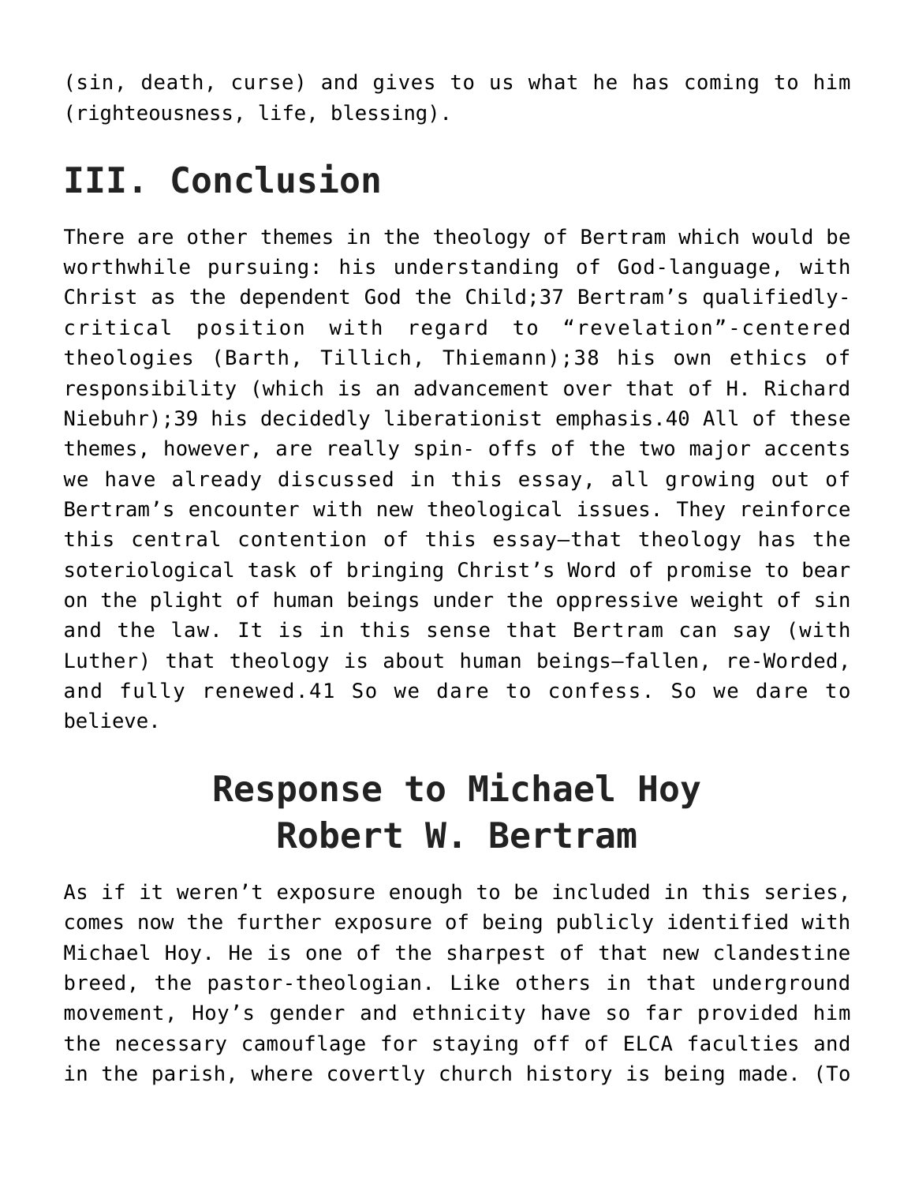(sin, death, curse) and gives to us what he has coming to him (righteousness, life, blessing).

## III. Conclusion

There are other themes in the theology of Bertram which would be worthwhile pursuing: his understanding of God-language, with Christ as the dependent God the Child;37 Bertram's qualifiedly-critical position with regard to "revelation"-centered theologies (Barth, Tillich, Thiemann);38 his own ethics of responsibility (which is an advancement over that of H. Richard Niebuhr);39 his decidedly liberationist emphasis.40 All of these themes, however, are really spin- offs of the two major accents we have already discussed in this essay, all growing out of Bertram's encounter with new theological issues. They reinforce this central contention of this essay—that theology has the soteriological task of bringing Christ's Word of promise to bear on the plight of human beings under the oppressive weight of sin and the law. It is in this sense that Bertram can say (with Luther) that theology is about human beings—fallen, re-Worded, and fully renewed.41 So we dare to confess. So we dare to believe.

## Response to Michael Hoy
## Robert W. Bertram

As if it weren't exposure enough to be included in this series, comes now the further exposure of being publicly identified with Michael Hoy. He is one of the sharpest of that new clandestine breed, the pastor-theologian. Like others in that underground movement, Hoy's gender and ethnicity have so far provided him the necessary camouflage for staying off of ELCA faculties and in the parish, where covertly church history is being made. (To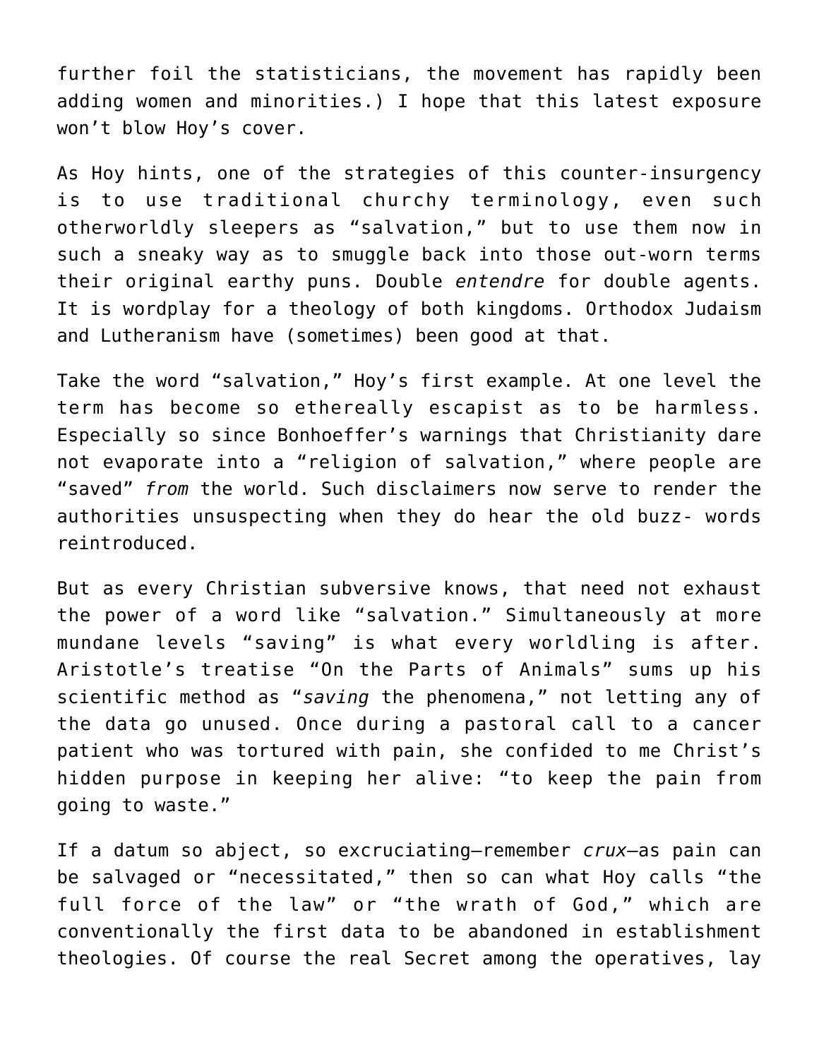further foil the statisticians, the movement has rapidly been adding women and minorities.) I hope that this latest exposure won't blow Hoy's cover.

As Hoy hints, one of the strategies of this counter-insurgency is to use traditional churchy terminology, even such otherworldly sleepers as "salvation," but to use them now in such a sneaky way as to smuggle back into those out-worn terms their original earthy puns. Double *entendre* for double agents. It is wordplay for a theology of both kingdoms. Orthodox Judaism and Lutheranism have (sometimes) been good at that.

Take the word "salvation," Hoy's first example. At one level the term has become so ethereally escapist as to be harmless. Especially so since Bonhoeffer's warnings that Christianity dare not evaporate into a "religion of salvation," where people are "saved" *from* the world. Such disclaimers now serve to render the authorities unsuspecting when they do hear the old buzz- words reintroduced.

But as every Christian subversive knows, that need not exhaust the power of a word like "salvation." Simultaneously at more mundane levels "saving" is what every worldling is after. Aristotle's treatise "On the Parts of Animals" sums up his scientific method as "*saving* the phenomena," not letting any of the data go unused. Once during a pastoral call to a cancer patient who was tortured with pain, she confided to me Christ's hidden purpose in keeping her alive: "to keep the pain from going to waste."

If a datum so abject, so excruciating—remember *crux*—as pain can be salvaged or "necessitated," then so can what Hoy calls "the full force of the law" or "the wrath of God," which are conventionally the first data to be abandoned in establishment theologies. Of course the real Secret among the operatives, lay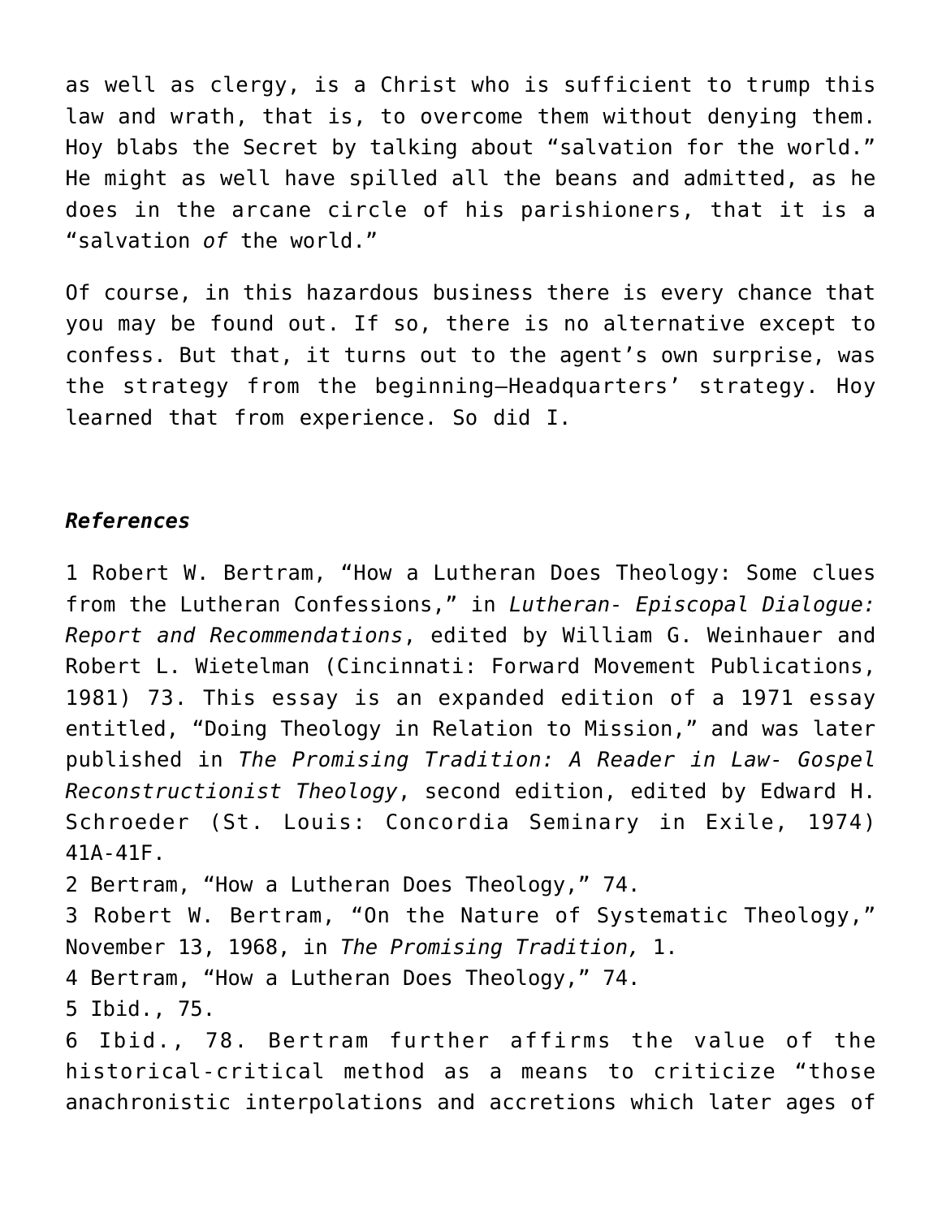as well as clergy, is a Christ who is sufficient to trump this law and wrath, that is, to overcome them without denying them. Hoy blabs the Secret by talking about "salvation for the world." He might as well have spilled all the beans and admitted, as he does in the arcane circle of his parishioners, that it is a "salvation *of* the world."

Of course, in this hazardous business there is every chance that you may be found out. If so, there is no alternative except to confess. But that, it turns out to the agent's own surprise, was the strategy from the beginning—Headquarters' strategy. Hoy learned that from experience. So did I.

***References***

1 Robert W. Bertram, "How a Lutheran Does Theology: Some clues from the Lutheran Confessions," in *Lutheran- Episcopal Dialogue: Report and Recommendations*, edited by William G. Weinhauer and Robert L. Wietelman (Cincinnati: Forward Movement Publications, 1981) 73. This essay is an expanded edition of a 1971 essay entitled, "Doing Theology in Relation to Mission," and was later published in *The Promising Tradition: A Reader in Law- Gospel Reconstructionist Theology*, second edition, edited by Edward H. Schroeder (St. Louis: Concordia Seminary in Exile, 1974) 41A-41F.
2 Bertram, "How a Lutheran Does Theology," 74.
3 Robert W. Bertram, "On the Nature of Systematic Theology," November 13, 1968, in *The Promising Tradition,* 1.
4 Bertram, "How a Lutheran Does Theology," 74.
5 Ibid., 75.
6 Ibid., 78. Bertram further affirms the value of the historical-critical method as a means to criticize "those anachronistic interpolations and accretions which later ages of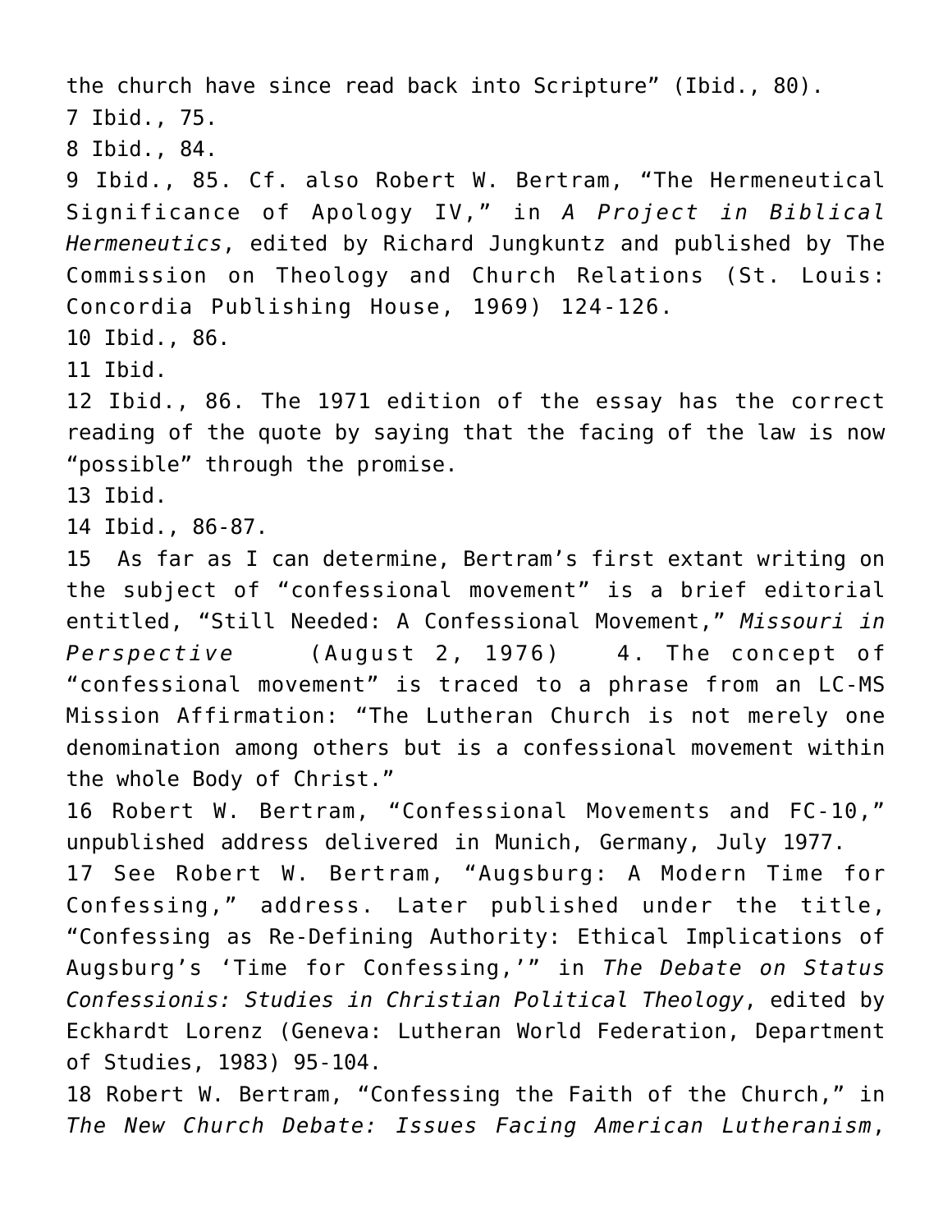the church have since read back into Scripture" (Ibid., 80).

7 Ibid., 75.

8 Ibid., 84.

9 Ibid., 85. Cf. also Robert W. Bertram, "The Hermeneutical Significance of Apology IV," in *A Project in Biblical Hermeneutics*, edited by Richard Jungkuntz and published by The Commission on Theology and Church Relations (St. Louis: Concordia Publishing House, 1969) 124-126.

10 Ibid., 86.

11 Ibid.

12 Ibid., 86. The 1971 edition of the essay has the correct reading of the quote by saying that the facing of the law is now "possible" through the promise.

13 Ibid.

14 Ibid., 86-87.

15 As far as I can determine, Bertram's first extant writing on the subject of "confessional movement" is a brief editorial entitled, "Still Needed: A Confessional Movement," *Missouri in Perspective* (August 2, 1976) 4. The concept of "confessional movement" is traced to a phrase from an LC-MS Mission Affirmation: "The Lutheran Church is not merely one denomination among others but is a confessional movement within the whole Body of Christ."

16 Robert W. Bertram, "Confessional Movements and FC-10," unpublished address delivered in Munich, Germany, July 1977.

17 See Robert W. Bertram, "Augsburg: A Modern Time for Confessing," address. Later published under the title, "Confessing as Re-Defining Authority: Ethical Implications of Augsburg's 'Time for Confessing,'" in *The Debate on Status Confessionis: Studies in Christian Political Theology*, edited by Eckhardt Lorenz (Geneva: Lutheran World Federation, Department of Studies, 1983) 95-104.

18 Robert W. Bertram, "Confessing the Faith of the Church," in *The New Church Debate: Issues Facing American Lutheranism*,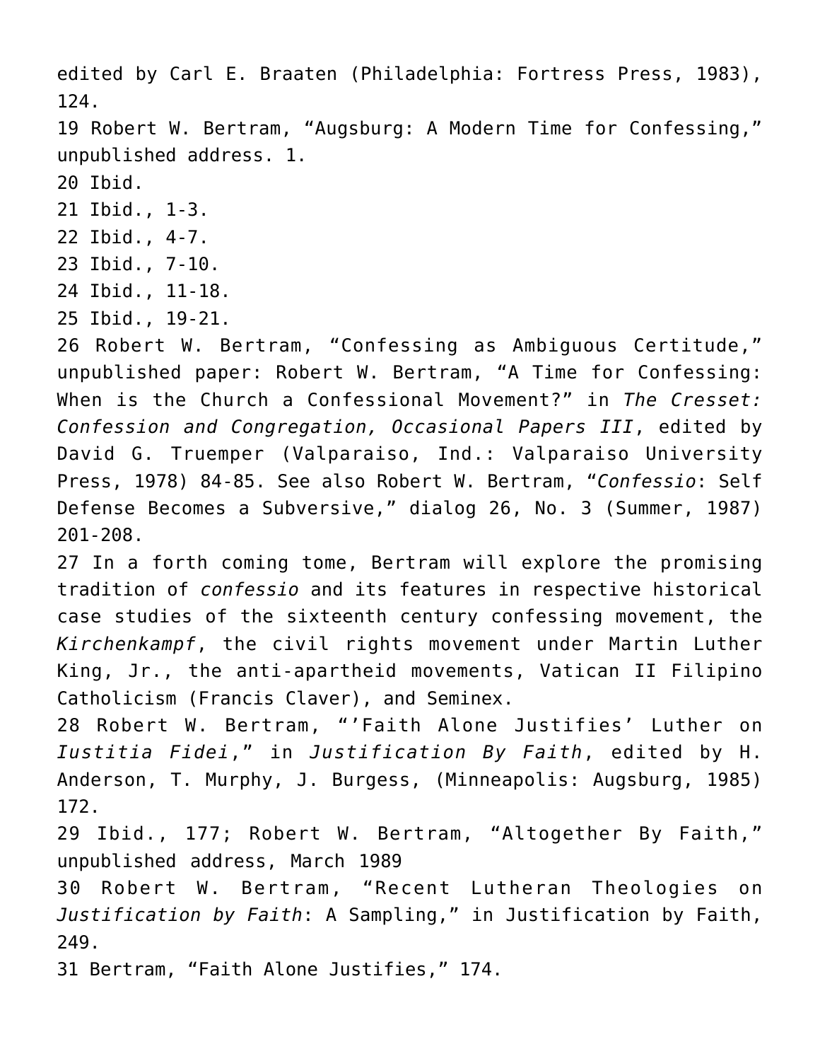edited by Carl E. Braaten (Philadelphia: Fortress Press, 1983), 124.

19 Robert W. Bertram, “Augsburg: A Modern Time for Confessing,” unpublished address. 1.

20 Ibid.

21 Ibid., 1-3.

22 Ibid., 4-7.

23 Ibid., 7-10.

24 Ibid., 11-18.

25 Ibid., 19-21.

26 Robert W. Bertram, “Confessing as Ambiguous Certitude,” unpublished paper: Robert W. Bertram, “A Time for Confessing: When is the Church a Confessional Movement?” in *The Cresset: Confession and Congregation, Occasional Papers III*, edited by David G. Truemper (Valparaiso, Ind.: Valparaiso University Press, 1978) 84-85. See also Robert W. Bertram, “*Confessio*: Self Defense Becomes a Subversive,” dialog 26, No. 3 (Summer, 1987) 201-208.

27 In a forth coming tome, Bertram will explore the promising tradition of *confessio* and its features in respective historical case studies of the sixteenth century confessing movement, the *Kirchenkampf*, the civil rights movement under Martin Luther King, Jr., the anti-apartheid movements, Vatican II Filipino Catholicism (Francis Claver), and Seminex.

28 Robert W. Bertram, “’Faith Alone Justifies’ Luther on *Iustitia Fidei*,” in *Justification By Faith*, edited by H. Anderson, T. Murphy, J. Burgess, (Minneapolis: Augsburg, 1985) 172.

29 Ibid., 177; Robert W. Bertram, “Altogether By Faith,” unpublished address, March 1989

30 Robert W. Bertram, “Recent Lutheran Theologies on *Justification by Faith*: A Sampling,” in Justification by Faith, 249.

31 Bertram, “Faith Alone Justifies,” 174.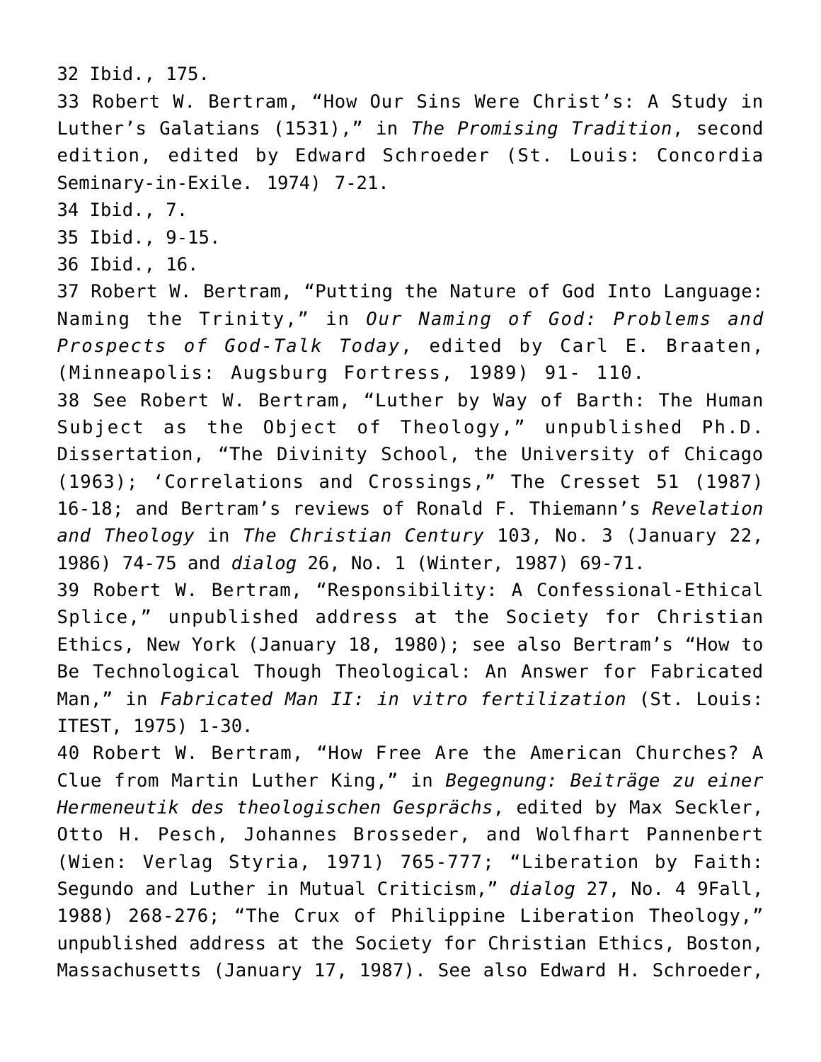32 Ibid., 175.

33 Robert W. Bertram, “How Our Sins Were Christ’s: A Study in Luther’s Galatians (1531),” in *The Promising Tradition*, second edition, edited by Edward Schroeder (St. Louis: Concordia Seminary-in-Exile. 1974) 7-21.

34 Ibid., 7.

35 Ibid., 9-15.

36 Ibid., 16.

37 Robert W. Bertram, “Putting the Nature of God Into Language: Naming the Trinity,” in *Our Naming of God: Problems and Prospects of God-Talk Today*, edited by Carl E. Braaten, (Minneapolis: Augsburg Fortress, 1989) 91- 110.

38 See Robert W. Bertram, “Luther by Way of Barth: The Human Subject as the Object of Theology,” unpublished Ph.D. Dissertation, “The Divinity School, the University of Chicago (1963); ‘Correlations and Crossings,” The Cresset 51 (1987) 16-18; and Bertram’s reviews of Ronald F. Thiemann’s *Revelation and Theology* in *The Christian Century* 103, No. 3 (January 22, 1986) 74-75 and *dialog* 26, No. 1 (Winter, 1987) 69-71.

39 Robert W. Bertram, “Responsibility: A Confessional-Ethical Splice,” unpublished address at the Society for Christian Ethics, New York (January 18, 1980); see also Bertram’s “How to Be Technological Though Theological: An Answer for Fabricated Man,” in *Fabricated Man II: in vitro fertilization* (St. Louis: ITEST, 1975) 1-30.

40 Robert W. Bertram, “How Free Are the American Churches? A Clue from Martin Luther King,” in *Begegnung: Beiträge zu einer Hermeneutik des theologischen Gesprächs*, edited by Max Seckler, Otto H. Pesch, Johannes Brosseder, and Wolfhart Pannenbert (Wien: Verlag Styria, 1971) 765-777; “Liberation by Faith: Segundo and Luther in Mutual Criticism,” *dialog* 27, No. 4 9Fall, 1988) 268-276; “The Crux of Philippine Liberation Theology,” unpublished address at the Society for Christian Ethics, Boston, Massachusetts (January 17, 1987). See also Edward H. Schroeder,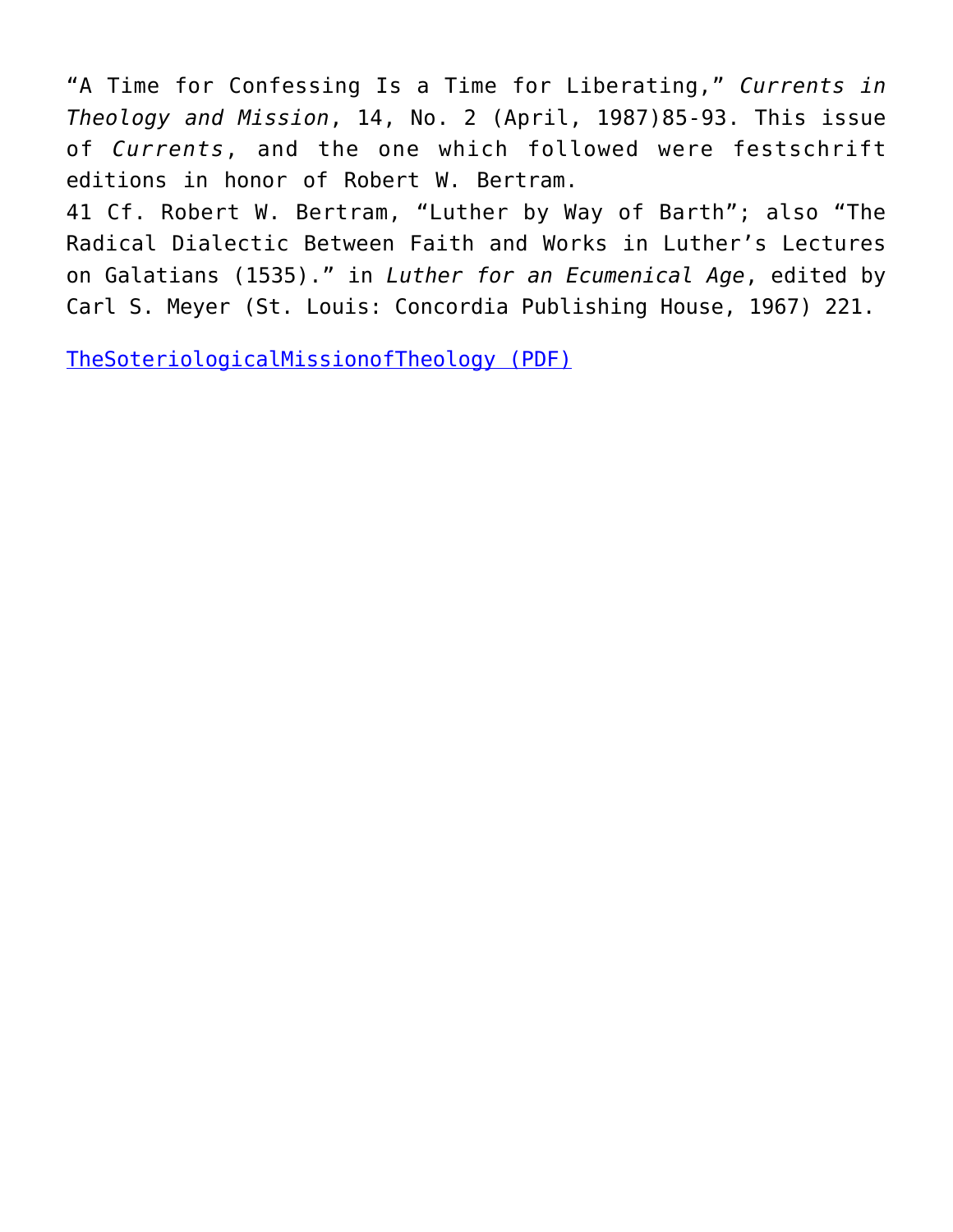"A Time for Confessing Is a Time for Liberating," *Currents in Theology and Mission*, 14, No. 2 (April, 1987)85-93. This issue of *Currents*, and the one which followed were festschrift editions in honor of Robert W. Bertram.

41 Cf. Robert W. Bertram, "Luther by Way of Barth"; also "The Radical Dialectic Between Faith and Works in Luther's Lectures on Galatians (1535)." in *Luther for an Ecumenical Age*, edited by Carl S. Meyer (St. Louis: Concordia Publishing House, 1967) 221.

TheSoteriologicalMissionofTheology (PDF)